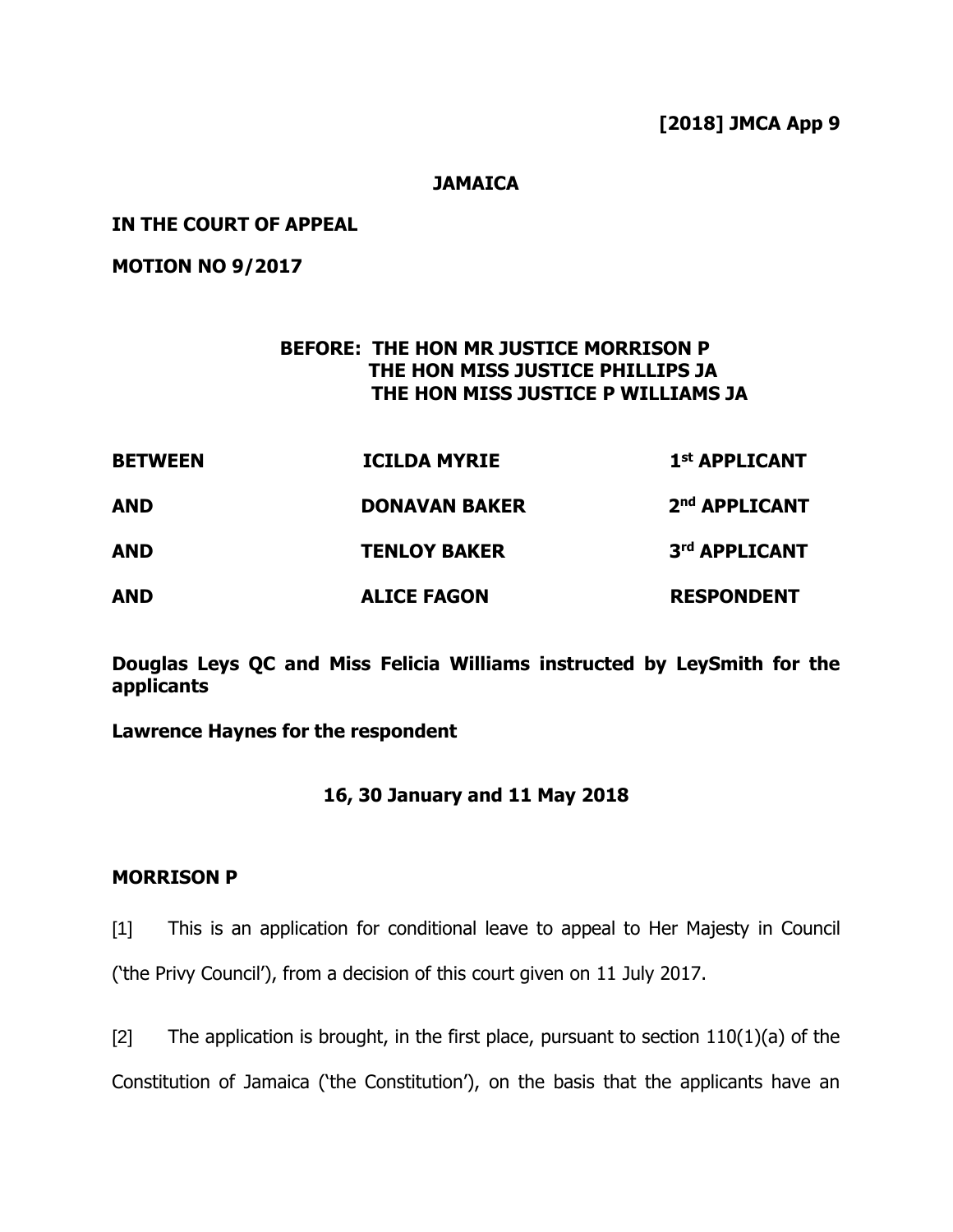**[2018] JMCA App 9**

**JAMAICA**

**IN THE COURT OF APPEAL**

**MOTION NO 9/2017**

**BEFORE: THE HON MR JUSTICE MORRISON P**
**THE HON MISS JUSTICE PHILLIPS JA**
**THE HON MISS JUSTICE P WILLIAMS JA**

| | | |
|---|---|---|
| **BETWEEN** | **ICILDA MYRIE** | **1st APPLICANT** |
| **AND** | **DONAVAN BAKER** | **2nd APPLICANT** |
| **AND** | **TENLOY BAKER** | **3rd APPLICANT** |
| **AND** | **ALICE FAGON** | **RESPONDENT** |

**Douglas Leys QC and Miss Felicia Williams instructed by LeySmith for the applicants**

**Lawrence Haynes for the respondent**

**16, 30 January and 11 May 2018**

**MORRISON P**

[1] This is an application for conditional leave to appeal to Her Majesty in Council ('the Privy Council'), from a decision of this court given on 11 July 2017.

[2] The application is brought, in the first place, pursuant to section 110(1)(a) of the Constitution of Jamaica ('the Constitution'), on the basis that the applicants have an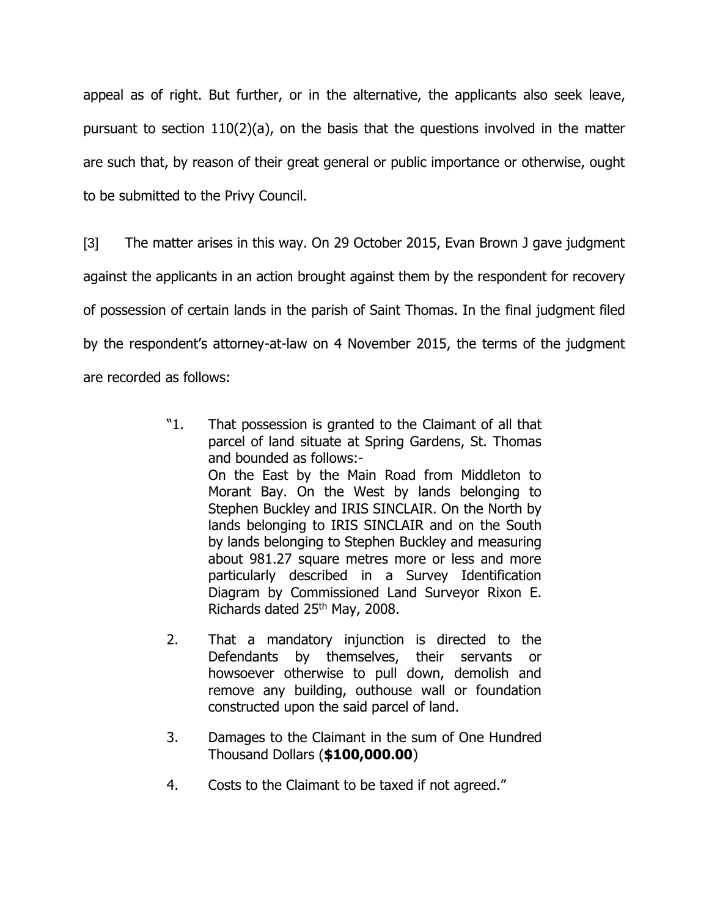appeal as of right. But further, or in the alternative, the applicants also seek leave, pursuant to section 110(2)(a), on the basis that the questions involved in the matter are such that, by reason of their great general or public importance or otherwise, ought to be submitted to the Privy Council.

[3] The matter arises in this way. On 29 October 2015, Evan Brown J gave judgment against the applicants in an action brought against them by the respondent for recovery of possession of certain lands in the parish of Saint Thomas. In the final judgment filed by the respondent's attorney-at-law on 4 November 2015, the terms of the judgment are recorded as follows:

> "1. That possession is granted to the Claimant of all that parcel of land situate at Spring Gardens, St. Thomas and bounded as follows:-
> On the East by the Main Road from Middleton to Morant Bay. On the West by lands belonging to Stephen Buckley and IRIS SINCLAIR. On the North by lands belonging to IRIS SINCLAIR and on the South by lands belonging to Stephen Buckley and measuring about 981.27 square metres more or less and more particularly described in a Survey Identification Diagram by Commissioned Land Surveyor Rixon E. Richards dated 25th May, 2008.
>
> 2. That a mandatory injunction is directed to the Defendants by themselves, their servants or howsoever otherwise to pull down, demolish and remove any building, outhouse wall or foundation constructed upon the said parcel of land.
>
> 3. Damages to the Claimant in the sum of One Hundred Thousand Dollars (**$100,000.00**)
>
> 4. Costs to the Claimant to be taxed if not agreed."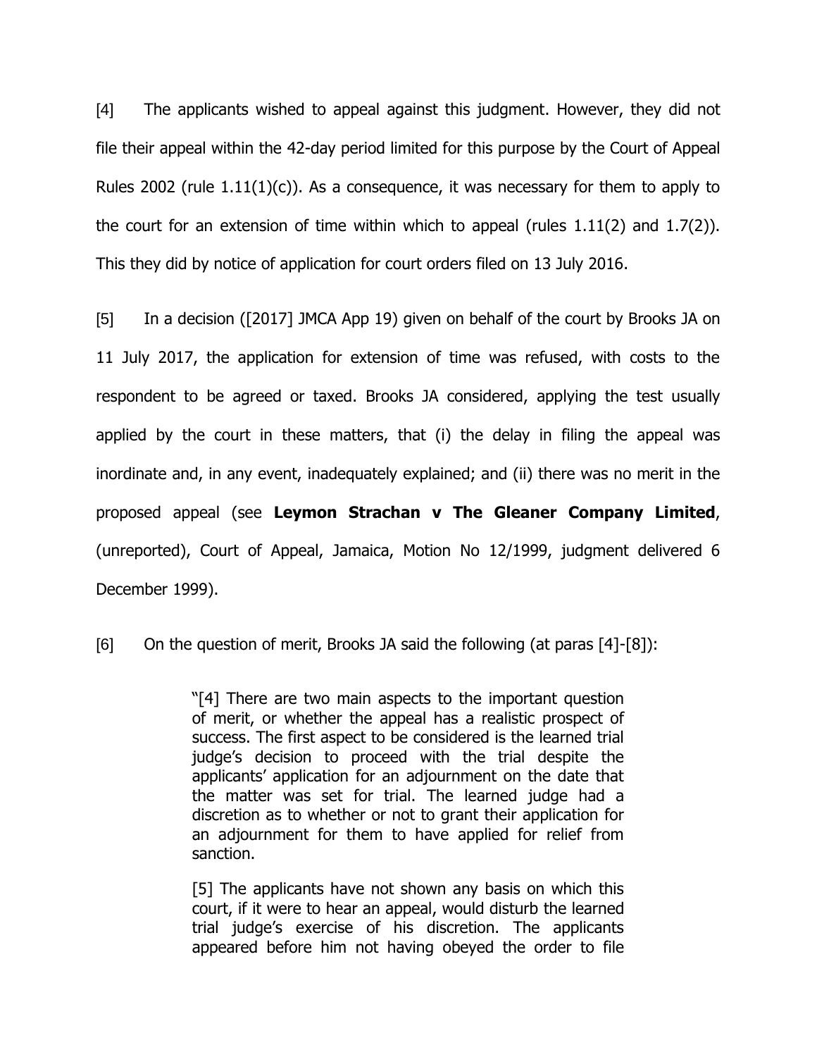[4] The applicants wished to appeal against this judgment. However, they did not file their appeal within the 42-day period limited for this purpose by the Court of Appeal Rules 2002 (rule 1.11(1)(c)). As a consequence, it was necessary for them to apply to the court for an extension of time within which to appeal (rules 1.11(2) and 1.7(2)). This they did by notice of application for court orders filed on 13 July 2016.

[5] In a decision ([2017] JMCA App 19) given on behalf of the court by Brooks JA on 11 July 2017, the application for extension of time was refused, with costs to the respondent to be agreed or taxed. Brooks JA considered, applying the test usually applied by the court in these matters, that (i) the delay in filing the appeal was inordinate and, in any event, inadequately explained; and (ii) there was no merit in the proposed appeal (see **Leymon Strachan v The Gleaner Company Limited**, (unreported), Court of Appeal, Jamaica, Motion No 12/1999, judgment delivered 6 December 1999).

[6] On the question of merit, Brooks JA said the following (at paras [4]-[8]):

> "[4] There are two main aspects to the important question of merit, or whether the appeal has a realistic prospect of success. The first aspect to be considered is the learned trial judge's decision to proceed with the trial despite the applicants' application for an adjournment on the date that the matter was set for trial. The learned judge had a discretion as to whether or not to grant their application for an adjournment for them to have applied for relief from sanction.
>
> [5] The applicants have not shown any basis on which this court, if it were to hear an appeal, would disturb the learned trial judge's exercise of his discretion. The applicants appeared before him not having obeyed the order to file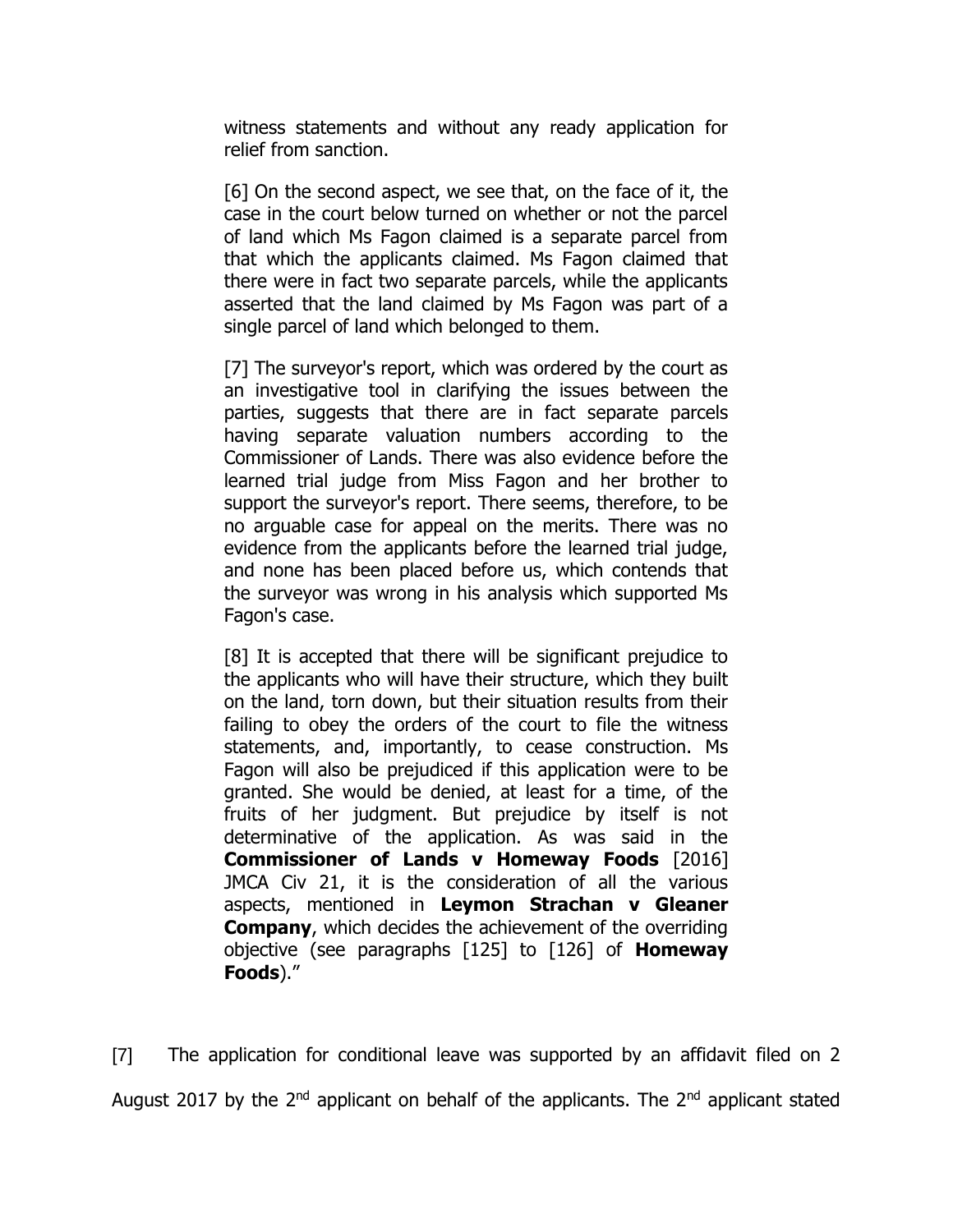> witness statements and without any ready application for relief from sanction.
>
> [6] On the second aspect, we see that, on the face of it, the case in the court below turned on whether or not the parcel of land which Ms Fagon claimed is a separate parcel from that which the applicants claimed. Ms Fagon claimed that there were in fact two separate parcels, while the applicants asserted that the land claimed by Ms Fagon was part of a single parcel of land which belonged to them.
>
> [7] The surveyor's report, which was ordered by the court as an investigative tool in clarifying the issues between the parties, suggests that there are in fact separate parcels having separate valuation numbers according to the Commissioner of Lands. There was also evidence before the learned trial judge from Miss Fagon and her brother to support the surveyor's report. There seems, therefore, to be no arguable case for appeal on the merits. There was no evidence from the applicants before the learned trial judge, and none has been placed before us, which contends that the surveyor was wrong in his analysis which supported Ms Fagon's case.
>
> [8] It is accepted that there will be significant prejudice to the applicants who will have their structure, which they built on the land, torn down, but their situation results from their failing to obey the orders of the court to file the witness statements, and, importantly, to cease construction. Ms Fagon will also be prejudiced if this application were to be granted. She would be denied, at least for a time, of the fruits of her judgment. But prejudice by itself is not determinative of the application. As was said in the **Commissioner of Lands v Homeway Foods** [2016] JMCA Civ 21, it is the consideration of all the various aspects, mentioned in **Leymon Strachan v Gleaner Company**, which decides the achievement of the overriding objective (see paragraphs [125] to [126] of **Homeway Foods**)."

[7] The application for conditional leave was supported by an affidavit filed on 2 August 2017 by the 2nd applicant on behalf of the applicants. The 2nd applicant stated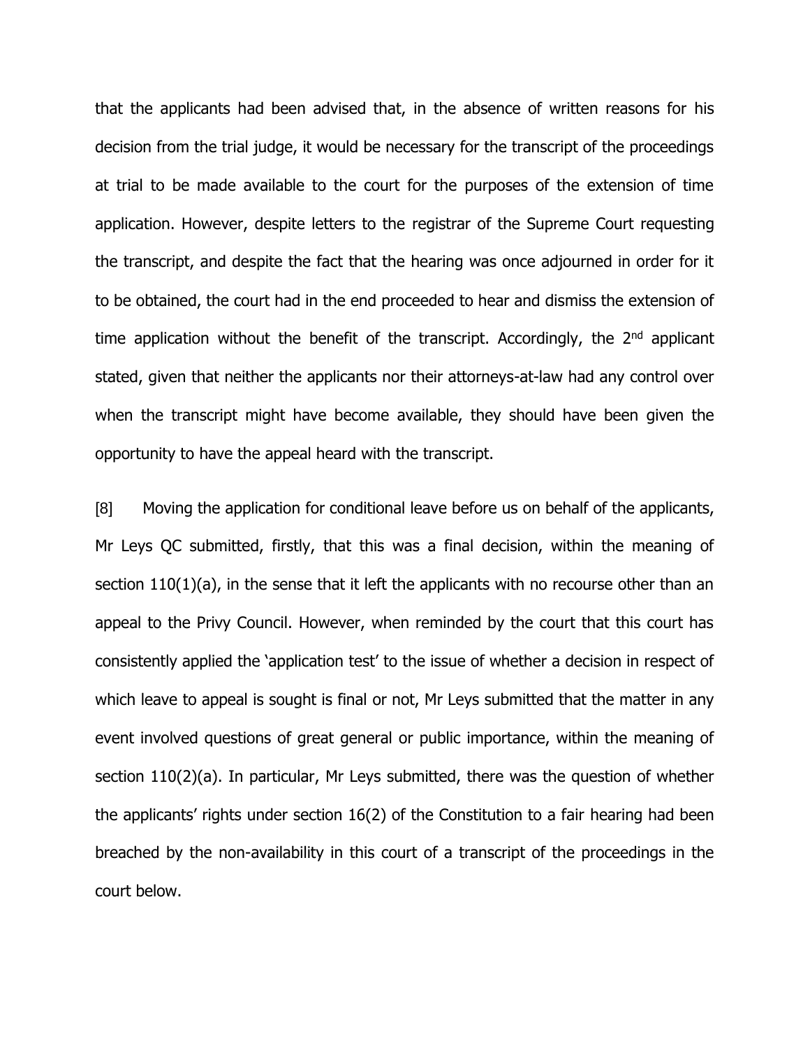that the applicants had been advised that, in the absence of written reasons for his decision from the trial judge, it would be necessary for the transcript of the proceedings at trial to be made available to the court for the purposes of the extension of time application. However, despite letters to the registrar of the Supreme Court requesting the transcript, and despite the fact that the hearing was once adjourned in order for it to be obtained, the court had in the end proceeded to hear and dismiss the extension of time application without the benefit of the transcript. Accordingly, the 2nd applicant stated, given that neither the applicants nor their attorneys-at-law had any control over when the transcript might have become available, they should have been given the opportunity to have the appeal heard with the transcript.

[8] Moving the application for conditional leave before us on behalf of the applicants, Mr Leys QC submitted, firstly, that this was a final decision, within the meaning of section 110(1)(a), in the sense that it left the applicants with no recourse other than an appeal to the Privy Council. However, when reminded by the court that this court has consistently applied the 'application test' to the issue of whether a decision in respect of which leave to appeal is sought is final or not, Mr Leys submitted that the matter in any event involved questions of great general or public importance, within the meaning of section 110(2)(a). In particular, Mr Leys submitted, there was the question of whether the applicants' rights under section 16(2) of the Constitution to a fair hearing had been breached by the non-availability in this court of a transcript of the proceedings in the court below.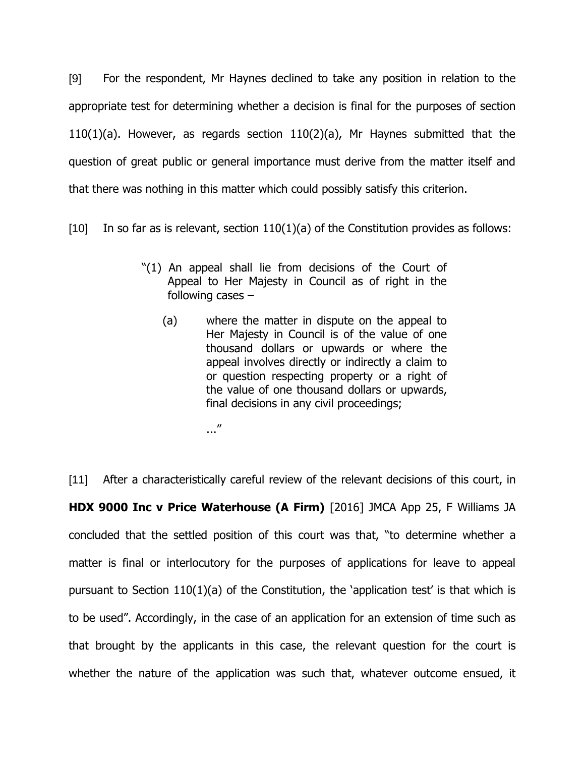[9] For the respondent, Mr Haynes declined to take any position in relation to the appropriate test for determining whether a decision is final for the purposes of section 110(1)(a). However, as regards section 110(2)(a), Mr Haynes submitted that the question of great public or general importance must derive from the matter itself and that there was nothing in this matter which could possibly satisfy this criterion.

[10] In so far as is relevant, section 110(1)(a) of the Constitution provides as follows:

> "(1) An appeal shall lie from decisions of the Court of Appeal to Her Majesty in Council as of right in the following cases –
>
> (a) where the matter in dispute on the appeal to Her Majesty in Council is of the value of one thousand dollars or upwards or where the appeal involves directly or indirectly a claim to or question respecting property or a right of the value of one thousand dollars or upwards, final decisions in any civil proceedings;
>
> ..."

[11] After a characteristically careful review of the relevant decisions of this court, in **HDX 9000 Inc v Price Waterhouse (A Firm)** [2016] JMCA App 25, F Williams JA concluded that the settled position of this court was that, "to determine whether a matter is final or interlocutory for the purposes of applications for leave to appeal pursuant to Section 110(1)(a) of the Constitution, the 'application test' is that which is to be used". Accordingly, in the case of an application for an extension of time such as that brought by the applicants in this case, the relevant question for the court is whether the nature of the application was such that, whatever outcome ensued, it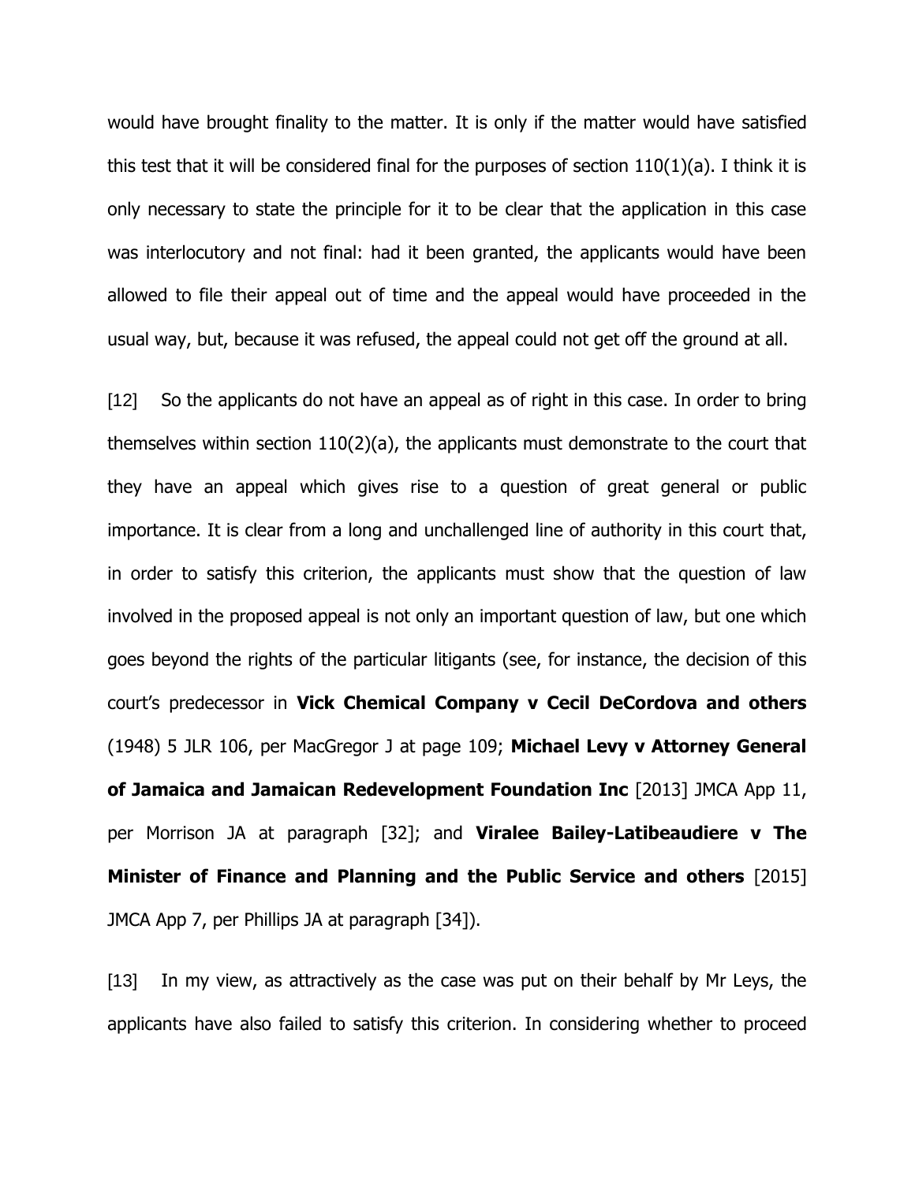would have brought finality to the matter. It is only if the matter would have satisfied this test that it will be considered final for the purposes of section 110(1)(a). I think it is only necessary to state the principle for it to be clear that the application in this case was interlocutory and not final: had it been granted, the applicants would have been allowed to file their appeal out of time and the appeal would have proceeded in the usual way, but, because it was refused, the appeal could not get off the ground at all.

[12] So the applicants do not have an appeal as of right in this case. In order to bring themselves within section 110(2)(a), the applicants must demonstrate to the court that they have an appeal which gives rise to a question of great general or public importance. It is clear from a long and unchallenged line of authority in this court that, in order to satisfy this criterion, the applicants must show that the question of law involved in the proposed appeal is not only an important question of law, but one which goes beyond the rights of the particular litigants (see, for instance, the decision of this court's predecessor in **Vick Chemical Company v Cecil DeCordova and others** (1948) 5 JLR 106, per MacGregor J at page 109; **Michael Levy v Attorney General of Jamaica and Jamaican Redevelopment Foundation Inc** [2013] JMCA App 11, per Morrison JA at paragraph [32]; and **Viralee Bailey-Latibeaudiere v The Minister of Finance and Planning and the Public Service and others** [2015] JMCA App 7, per Phillips JA at paragraph [34]).

[13] In my view, as attractively as the case was put on their behalf by Mr Leys, the applicants have also failed to satisfy this criterion. In considering whether to proceed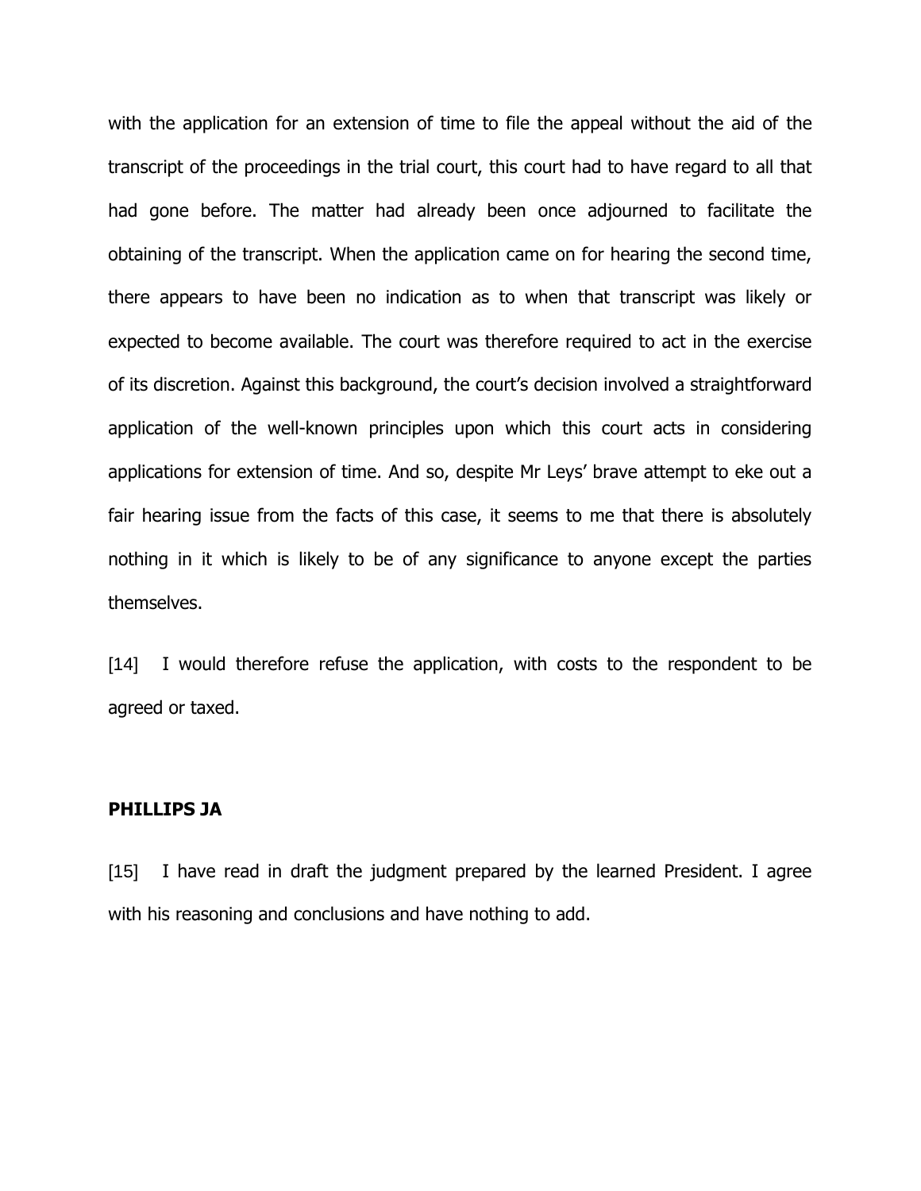with the application for an extension of time to file the appeal without the aid of the transcript of the proceedings in the trial court, this court had to have regard to all that had gone before. The matter had already been once adjourned to facilitate the obtaining of the transcript. When the application came on for hearing the second time, there appears to have been no indication as to when that transcript was likely or expected to become available. The court was therefore required to act in the exercise of its discretion. Against this background, the court's decision involved a straightforward application of the well-known principles upon which this court acts in considering applications for extension of time. And so, despite Mr Leys' brave attempt to eke out a fair hearing issue from the facts of this case, it seems to me that there is absolutely nothing in it which is likely to be of any significance to anyone except the parties themselves.

[14] I would therefore refuse the application, with costs to the respondent to be agreed or taxed.

**PHILLIPS JA**

[15] I have read in draft the judgment prepared by the learned President. I agree with his reasoning and conclusions and have nothing to add.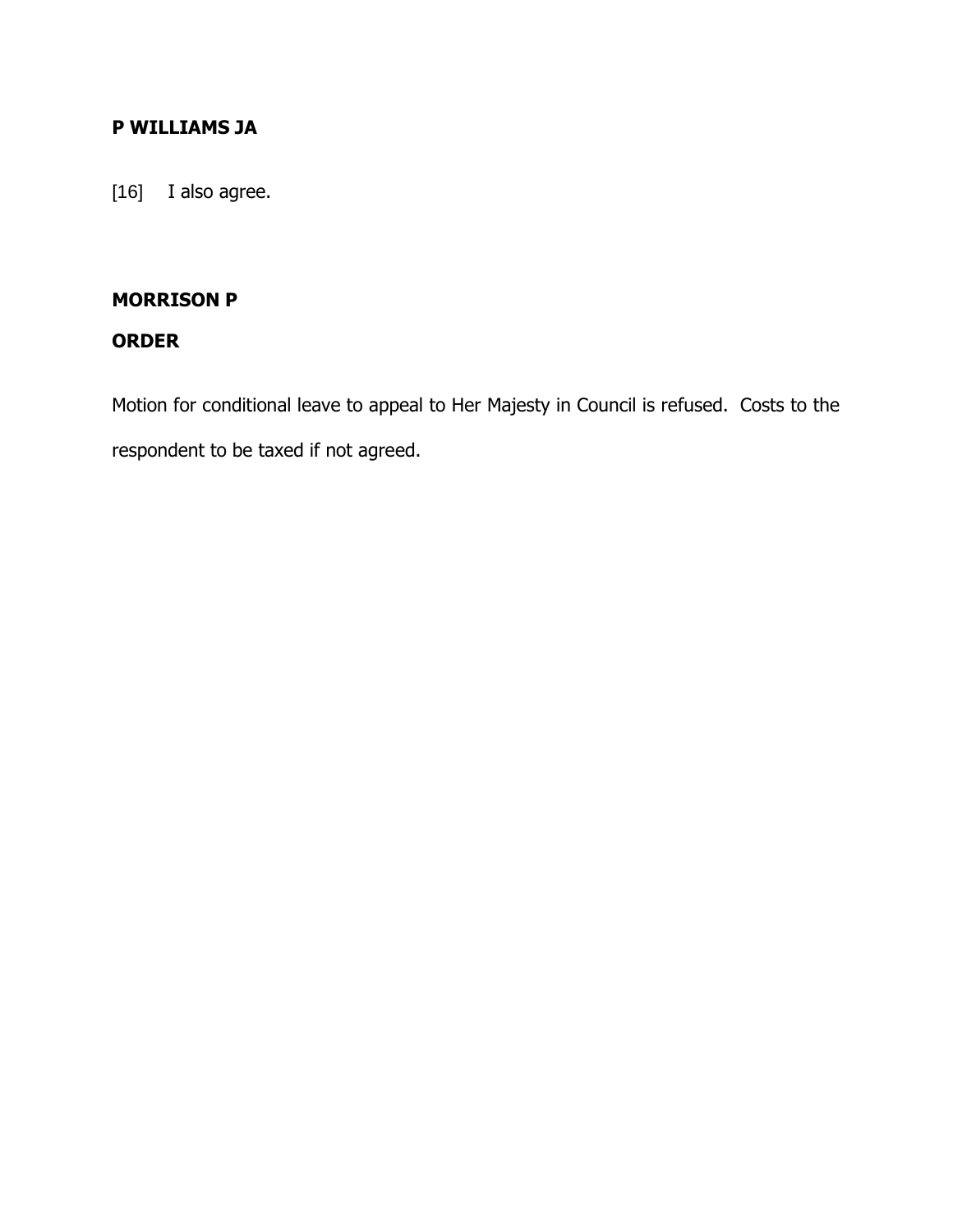**P WILLIAMS JA**

[16] I also agree.

**MORRISON P**

**ORDER**

Motion for conditional leave to appeal to Her Majesty in Council is refused. Costs to the respondent to be taxed if not agreed.